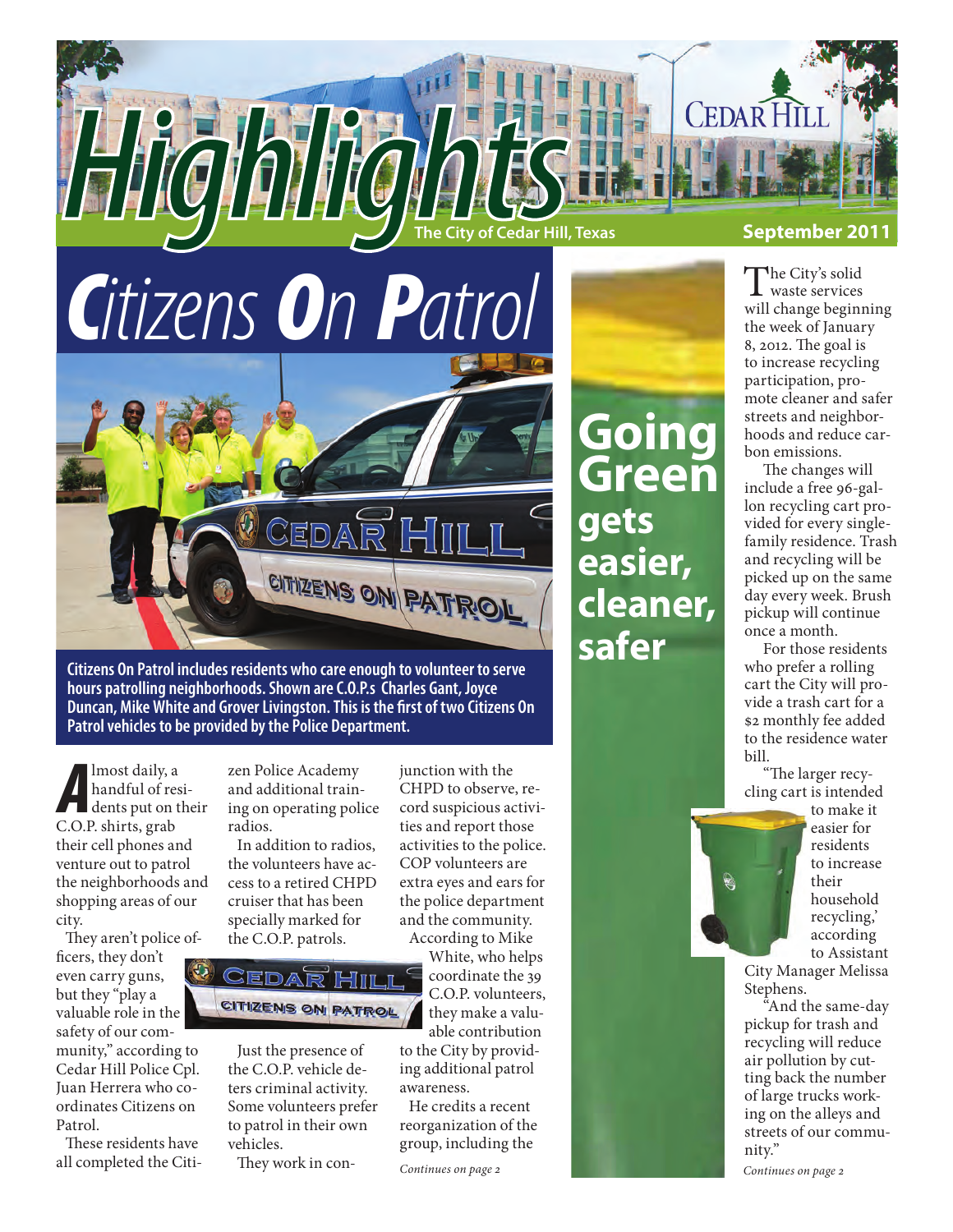# Highlights

The City of Cedar Hill, Texas

September 2011

# Citizens On Patrol

**Citizens On Patrol includes residents who care enough to volunteer to serve hours patrolling neighborhoods. Shown are C.O.P.s Charles Gant, Joyce Duncan, Mike White and Grover Livingston. This is the first of two Citizens On Patrol vehicles to be provided by the Police Department.**

Almost daily, a handful of residents put on their C.O.P. shirts, grab their cell phones and venture out to patrol the neighborhoods and shopping areas of our city.

They aren't police officers, they don't even carry guns, but they "play a valuable role in the safety of our community," according to Cedar Hill Police Cpl. Juan Herrera who coordinates Citizens on Patrol.

These residents have all completed the Citizen Police Academy and additional training on operating police radios.

In addition to radios, the volunteers have access to a retired CHPD cruiser that has been specially marked for the C.O.P. patrols.

Just the presence of the C.O.P. vehicle deters criminal activity. Some volunteers prefer to patrol in their own vehicles.

They work in conjunction with the CHPD to observe, record suspicious activities and report those activities to the police. COP volunteers are extra eyes and ears for the police department and the community.

According to Mike White, who helps coordinate the 39 C.O.P. volunteers, they make a valuable contribution to the City by providing additional patrol awareness.

He credits a recent reorganization of the group, including the

*Continues on page 2*

# Going Green gets easier, cleaner, safer

The City's solid waste services will change beginning the week of January 8, 2012. The goal is to increase recycling participation, promote cleaner and safer streets and neighborhoods and reduce carbon emissions.

The changes will include a free 96-gallon recycling cart provided for every single-family residence. Trash and recycling will be picked up on the same day every week. Brush pickup will continue once a month.

For those residents who prefer a rolling cart the City will provide a trash cart for a $2 monthly fee added to the residence water bill.

"The larger recycling cart is intended to make it easier for residents to increase their household recycling,' according to Assistant City Manager Melissa Stephens.

"And the same-day pickup for trash and recycling will reduce air pollution by cutting back the number of large trucks working on the alleys and streets of our community."

*Continues on page 2*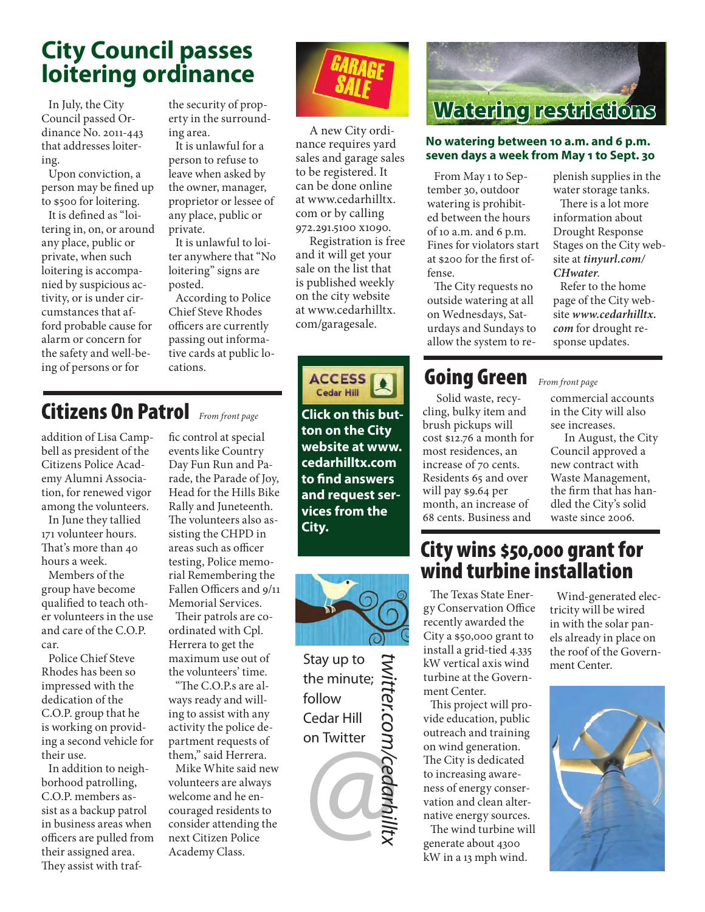# City Council passes loitering ordinance

In July, the City Council passed Ordinance No. 2011-443 that addresses loitering.

Upon conviction, a person may be fined up to $500 for loitering.

It is defined as "loitering in, on, or around any place, public or private, when such loitering is accompanied by suspicious activity, or is under circumstances that afford probable cause for alarm or concern for the safety and well-being of persons or for the security of property in the surrounding area.

It is unlawful for a person to refuse to leave when asked by the owner, manager, proprietor or lessee of any place, public or private.

It is unlawful to loiter anywhere that "No loitering" signs are posted.

According to Police Chief Steve Rhodes officers are currently passing out informative cards at public locations.

## Citizens On Patrol

*From front page*

addition of Lisa Campbell as president of the Citizens Police Academy Alumni Association, for renewed vigor among the volunteers.

In June they tallied 171 volunteer hours. That's more than 40 hours a week.

Members of the group have become qualified to teach other volunteers in the use and care of the C.O.P. car.

Police Chief Steve Rhodes has been so impressed with the dedication of the C.O.P. group that he is working on providing a second vehicle for their use.

In addition to neighborhood patrolling, C.O.P. members assist as a backup patrol in business areas when officers are pulled from their assigned area. They assist with traffic control at special events like Country Day Fun Run and Parade, the Parade of Joy, Head for the Hills Bike Rally and Juneteenth. The volunteers also assisting the CHPD in areas such as officer testing, Police memorial Remembering the Fallen Officers and 9/11 Memorial Services.

Their patrols are coordinated with Cpl. Herrera to get the maximum use out of the volunteers' time.

"The C.O.P.s are always ready and willing to assist with any activity the police department requests of them," said Herrera.

Mike White said new volunteers are always welcome and he encouraged residents to consider attending the next Citizen Police Academy Class.

## GARAGE SALE

A new City ordinance requires yard sales and garage sales to be registered. It can be done online at www.cedarhilltx.com or by calling 972.291.5100 x1090.

Registration is free and it will get your sale on the list that is published weekly on the city website at www.cedarhilltx.com/garagesale.

**ACCESS Cedar Hill**

**Click on this button on the City website at www.cedarhilltx.com to find answers and request services from the City.**

Stay up to the minute; follow Cedar Hill on Twitter

*twitter.com/cedarhilltx*

## Watering restrictions

**No watering between 10 a.m. and 6 p.m. seven days a week from May 1 to Sept. 30**

From May 1 to September 30, outdoor watering is prohibited between the hours of 10 a.m. and 6 p.m. Fines for violators start at $200 for the first offense.

The City requests no outside watering at all on Wednesdays, Saturdays and Sundays to allow the system to replenish supplies in the water storage tanks.

There is a lot more information about Drought Response Stages on the City website at ***tinyurl.com/CHwater***.

Refer to the home page of the City website ***www.cedarhilltx.com*** for drought response updates.

## Going Green

*From front page*

Solid waste, recycling, bulky item and brush pickups will cost $12.76 a month for most residences, an increase of 70 cents. Residents 65 and over will pay $9.64 per month, an increase of 68 cents. Business and commercial accounts in the City will also see increases.

In August, the City Council approved a new contract with Waste Management, the firm that has handled the City's solid waste since 2006.

## City wins $50,000 grant for wind turbine installation

The Texas State Energy Conservation Office recently awarded the City a $50,000 grant to install a grid-tied 4.335 kW vertical axis wind turbine at the Government Center.

This project will provide education, public outreach and training on wind generation. The City is dedicated to increasing awareness of energy conservation and clean alternative energy sources.

The wind turbine will generate about 4300 kW in a 13 mph wind.

Wind-generated electricity will be wired in with the solar panels already in place on the roof of the Government Center.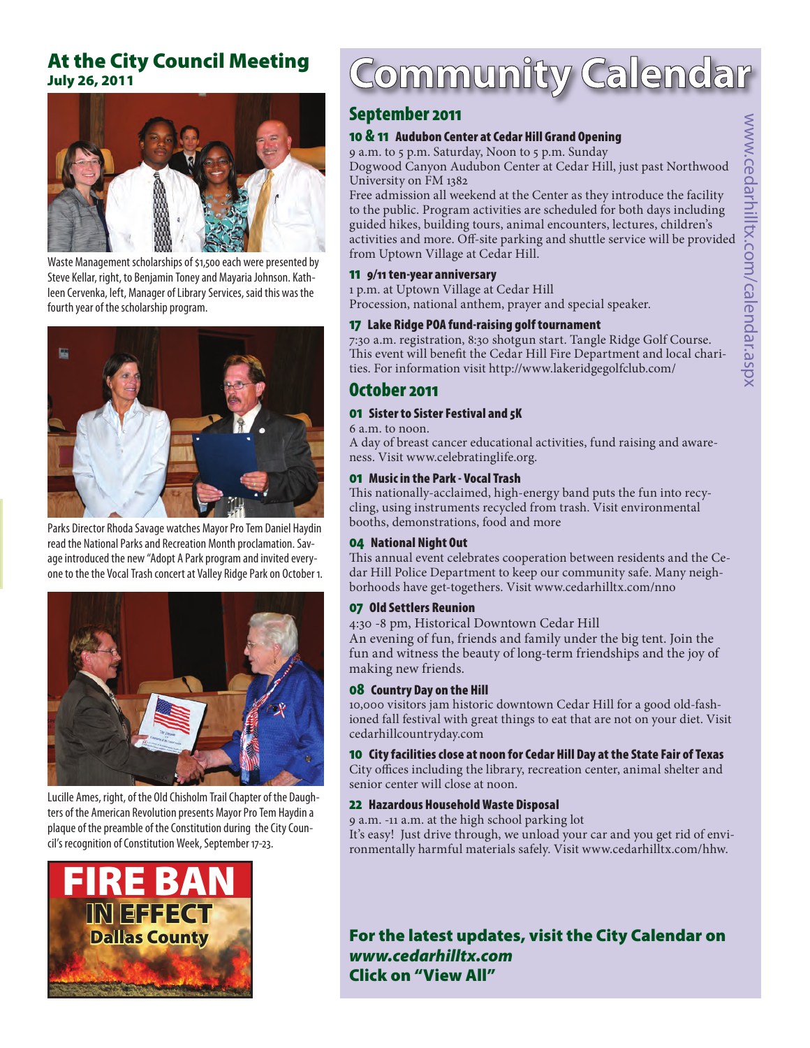## At the City Council Meeting

**July 26, 2011**

Waste Management scholarships of $1,500 each were presented by Steve Kellar, right, to Benjamin Toney and Mayaria Johnson. Kathleen Cervenka, left, Manager of Library Services, said this was the fourth year of the scholarship program.

Parks Director Rhoda Savage watches Mayor Pro Tem Daniel Haydin read the National Parks and Recreation Month proclamation. Savage introduced the new "Adopt A Park program and invited everyone to the the Vocal Trash concert at Valley Ridge Park on October 1.

Lucille Ames, right, of the Old Chisholm Trail Chapter of the Daughters of the American Revolution presents Mayor Pro Tem Haydin a plaque of the preamble of the Constitution during the City Council's recognition of Constitution Week, September 17-23.

**FIRE BAN IN EFFECT Dallas County**

# Community Calendar

www.cedarhilltx.com/calendar.aspx

## September 2011

### 10 & 11 Audubon Center at Cedar Hill Grand Opening

9 a.m. to 5 p.m. Saturday, Noon to 5 p.m. Sunday
Dogwood Canyon Audubon Center at Cedar Hill, just past Northwood University on FM 1382
Free admission all weekend at the Center as they introduce the facility to the public. Program activities are scheduled for both days including guided hikes, building tours, animal encounters, lectures, children's activities and more. Off-site parking and shuttle service will be provided from Uptown Village at Cedar Hill.

### 11 9/11 ten-year anniversary

1 p.m. at Uptown Village at Cedar Hill
Procession, national anthem, prayer and special speaker.

### 17 Lake Ridge POA fund-raising golf tournament

7:30 a.m. registration, 8:30 shotgun start. Tangle Ridge Golf Course. This event will benefit the Cedar Hill Fire Department and local charities. For information visit http://www.lakeridgegolfclub.com/

## October 2011

### 01 Sister to Sister Festival and 5K

6 a.m. to noon.
A day of breast cancer educational activities, fund raising and awareness. Visit www.celebratinglife.org.

### 01 Music in the Park - Vocal Trash

This nationally-acclaimed, high-energy band puts the fun into recycling, using instruments recycled from trash. Visit environmental booths, demonstrations, food and more

### 04 National Night Out

This annual event celebrates cooperation between residents and the Cedar Hill Police Department to keep our community safe. Many neighborhoods have get-togethers. Visit www.cedarhilltx.com/nno

### 07 Old Settlers Reunion

4:30 -8 pm, Historical Downtown Cedar Hill
An evening of fun, friends and family under the big tent. Join the fun and witness the beauty of long-term friendships and the joy of making new friends.

### 08 Country Day on the Hill

10,000 visitors jam historic downtown Cedar Hill for a good old-fashioned fall festival with great things to eat that are not on your diet. Visit cedarhillcountryday.com

### 10 City facilities close at noon for Cedar Hill Day at the State Fair of Texas

City offices including the library, recreation center, animal shelter and senior center will close at noon.

### 22 Hazardous Household Waste Disposal

9 a.m. -11 a.m. at the high school parking lot
It's easy! Just drive through, we unload your car and you get rid of environmentally harmful materials safely. Visit www.cedarhilltx.com/hhw.

**For the latest updates, visit the City Calendar on *www.cedarhilltx.com* Click on "View All"**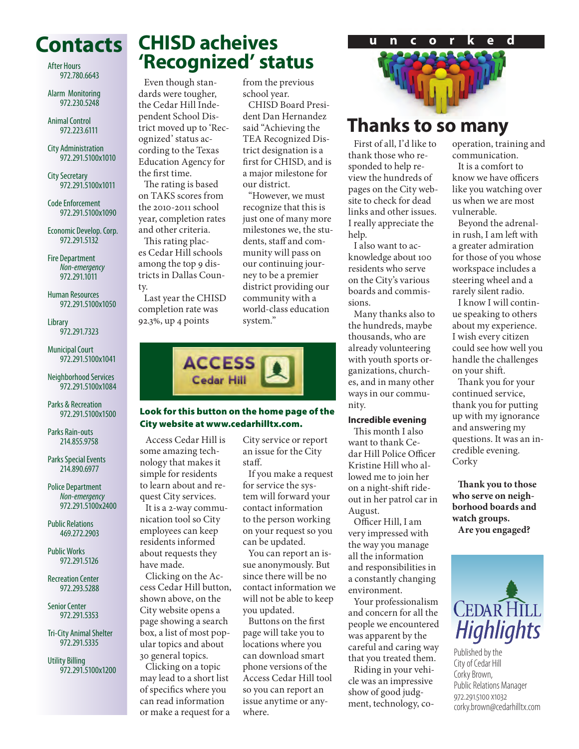# Contacts

After Hours
972.780.6643

Alarm Monitoring
972.230.5248

Animal Control
972.223.6111

City Administration
972.291.5100x1010

City Secretary
972.291.5100x1011

Code Enforcement
972.291.5100x1090

Economic Develop. Corp.
972.291.5132

Fire Department
*Non-emergency*
972.291.1011

Human Resources
972.291.5100x1050

Library
972.291.7323

Municipal Court
972.291.5100x1041

Neighborhood Services
972.291.5100x1084

Parks & Recreation
972.291.5100x1500

Parks Rain-outs
214.855.9758

Parks Special Events
214.890.6977

Police Department
*Non-emergency*
972.291.5100x2400

Public Relations
469.272.2903

Public Works
972.291.5126

Recreation Center
972.293.5288

Senior Center
972.291.5353

Tri-City Animal Shelter
972.291.5335

Utility Billing
972.291.5100x1200

# CHISD acheives 'Recognized' status

Even though standards were tougher, the Cedar Hill Independent School District moved up to 'Recognized' status according to the Texas Education Agency for the first time.

The rating is based on TAKS scores from the 2010-2011 school year, completion rates and other criteria.

This rating places Cedar Hill schools among the top 9 districts in Dallas County.

Last year the CHISD completion rate was 92.3%, up 4 points from the previous school year.

CHISD Board President Dan Hernandez said "Achieving the TEA Recognized District designation is a first for CHISD, and is a major milestone for our district.

"However, we must recognize that this is just one of many more milestones we, the students, staff and community will pass on our continuing journey to be a premier district providing our community with a world-class education system."

ACCESS Cedar Hill

**Look for this button on the home page of the City website at www.cedarhilltx.com.**

Access Cedar Hill is some amazing technology that makes it simple for residents to learn about and request City services.

It is a 2-way communication tool so City employees can keep residents informed about requests they have made.

Clicking on the Access Cedar Hill button, shown above, on the City website opens a page showing a search box, a list of most popular topics and about 30 general topics.

Clicking on a topic may lead to a short list of specifics where you can read information or make a request for a City service or report an issue for the City staff.

If you make a request for service the system will forward your contact information to the person working on your request so you can be updated.

You can report an issue anonymously. But since there will be no contact information we will not be able to keep you updated.

Buttons on the first page will take you to locations where you can download smart phone versions of the Access Cedar Hill tool so you can report an issue anytime or anywhere.

u n c o r k e d

# Thanks to so many

First of all, I'd like to thank those who responded to help review the hundreds of pages on the City website to check for dead links and other issues. I really appreciate the help.

I also want to acknowledge about 100 residents who serve on the City's various boards and commissions.

Many thanks also to the hundreds, maybe thousands, who are already volunteering with youth sports organizations, churches, and in many other ways in our community.

### Incredible evening

This month I also want to thank Cedar Hill Police Officer Kristine Hill who allowed me to join her on a night-shift ride-out in her patrol car in August.

Officer Hill, I am very impressed with the way you manage all the information and responsibilities in a constantly changing environment.

Your professionalism and concern for all the people we encountered was apparent by the careful and caring way that you treated them.

Riding in your vehicle was an impressive show of good judgment, technology, cooperation, training and communication.

It is a comfort to know we have officers like you watching over us when we are most vulnerable.

Beyond the adrenalin rush, I am left with a greater admiration for those of you whose workspace includes a steering wheel and a rarely silent radio.

I know I will continue speaking to others about my experience. I wish every citizen could see how well you handle the challenges on your shift.

Thank you for your continued service, thank you for putting up with my ignorance and answering my questions. It was an incredible evening.
Corky

**Thank you to those who serve on neighborhood boards and watch groups.**
**Are you engaged?**

CEDAR HILL *Highlights*

Published by the
City of Cedar Hill
Corky Brown,
Public Relations Manager
972.291.5100 x1032
corky.brown@cedarhilltx.com